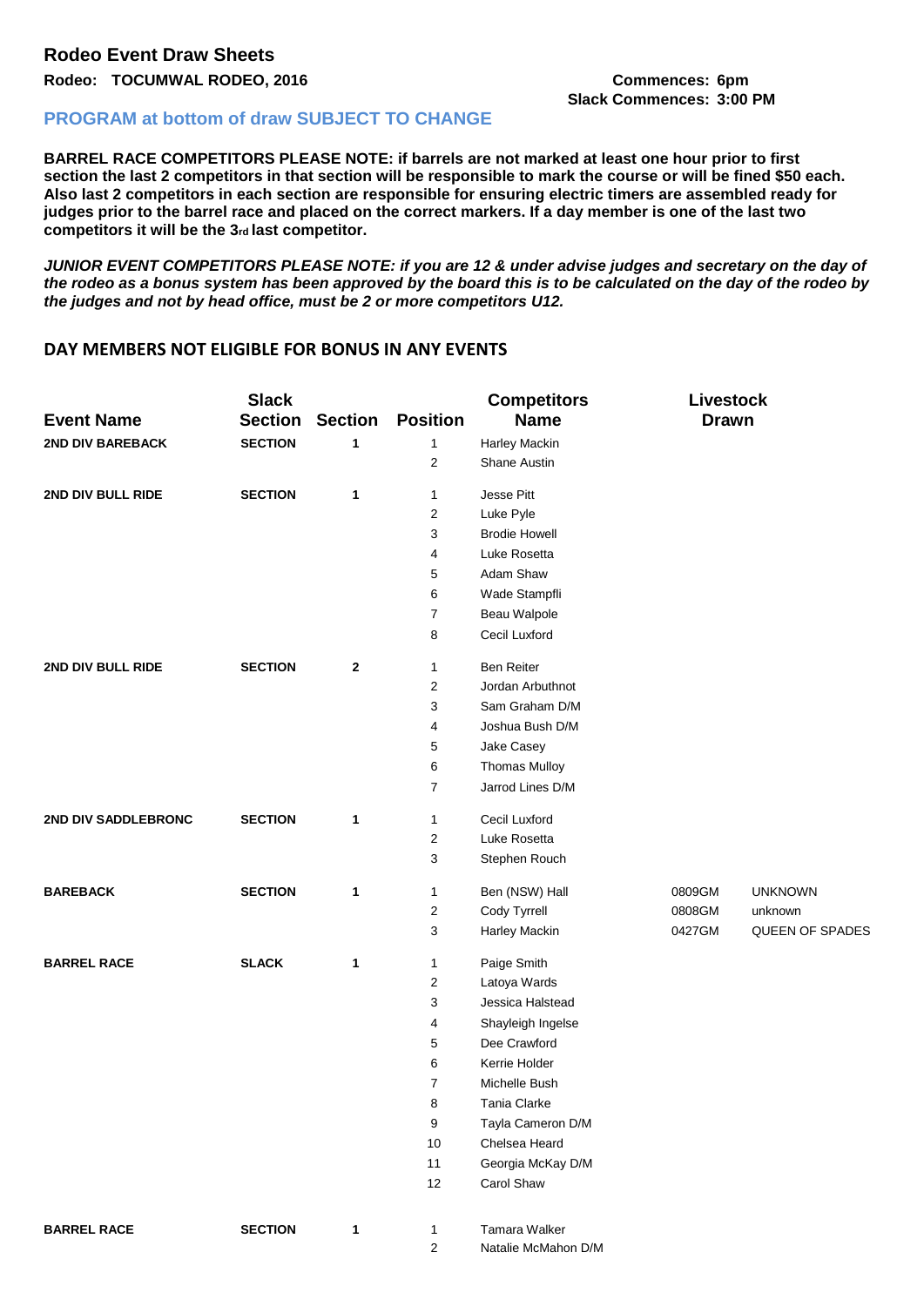## Rodeo Event Draw Sheets

**Rodeo: TOCUMWAL RODEO, 2016**

**Commences: 6pm**
**Slack Commences: 3:00 PM**

### PROGRAM at bottom of draw SUBJECT TO CHANGE

**BARREL RACE COMPETITORS PLEASE NOTE: if barrels are not marked at least one hour prior to first section the last 2 competitors in that section will be responsible to mark the course or will be fined $50 each. Also last 2 competitors in each section are responsible for ensuring electric timers are assembled ready for judges prior to the barrel race and placed on the correct markers. If a day member is one of the last two competitors it will be the 3rd last competitor.**

***JUNIOR EVENT COMPETITORS PLEASE NOTE: if you are 12 & under advise judges and secretary on the day of the rodeo as a bonus system has been approved by the board this is to be calculated on the day of the rodeo by the judges and not by head office, must be 2 or more competitors U12.***

**DAY MEMBERS NOT ELIGIBLE FOR BONUS IN ANY EVENTS**

| Event Name | Slack Section | Section | Position | Competitors Name | Livestock Drawn | |
|---|---|---|---|---|---|---|
| **2ND DIV BAREBACK** | **SECTION** | **1** | 1 | Harley Mackin | | |
| | | | 2 | Shane Austin | | |
| **2ND DIV BULL RIDE** | **SECTION** | **1** | 1 | Jesse Pitt | | |
| | | | 2 | Luke Pyle | | |
| | | | 3 | Brodie Howell | | |
| | | | 4 | Luke Rosetta | | |
| | | | 5 | Adam Shaw | | |
| | | | 6 | Wade Stampfli | | |
| | | | 7 | Beau Walpole | | |
| | | | 8 | Cecil Luxford | | |
| **2ND DIV BULL RIDE** | **SECTION** | **2** | 1 | Ben Reiter | | |
| | | | 2 | Jordan Arbuthnot | | |
| | | | 3 | Sam Graham D/M | | |
| | | | 4 | Joshua Bush D/M | | |
| | | | 5 | Jake Casey | | |
| | | | 6 | Thomas Mulloy | | |
| | | | 7 | Jarrod Lines D/M | | |
| **2ND DIV SADDLEBRONC** | **SECTION** | **1** | 1 | Cecil Luxford | | |
| | | | 2 | Luke Rosetta | | |
| | | | 3 | Stephen Rouch | | |
| **BAREBACK** | **SECTION** | **1** | 1 | Ben (NSW) Hall | 0809GM | UNKNOWN |
| | | | 2 | Cody Tyrrell | 0808GM | unknown |
| | | | 3 | Harley Mackin | 0427GM | QUEEN OF SPADES |
| **BARREL RACE** | **SLACK** | **1** | 1 | Paige Smith | | |
| | | | 2 | Latoya Wards | | |
| | | | 3 | Jessica Halstead | | |
| | | | 4 | Shayleigh Ingelse | | |
| | | | 5 | Dee Crawford | | |
| | | | 6 | Kerrie Holder | | |
| | | | 7 | Michelle Bush | | |
| | | | 8 | Tania Clarke | | |
| | | | 9 | Tayla Cameron D/M | | |
| | | | 10 | Chelsea Heard | | |
| | | | 11 | Georgia McKay D/M | | |
| | | | 12 | Carol Shaw | | |
| **BARREL RACE** | **SECTION** | **1** | 1 | Tamara Walker | | |
| | | | 2 | Natalie McMahon D/M | | |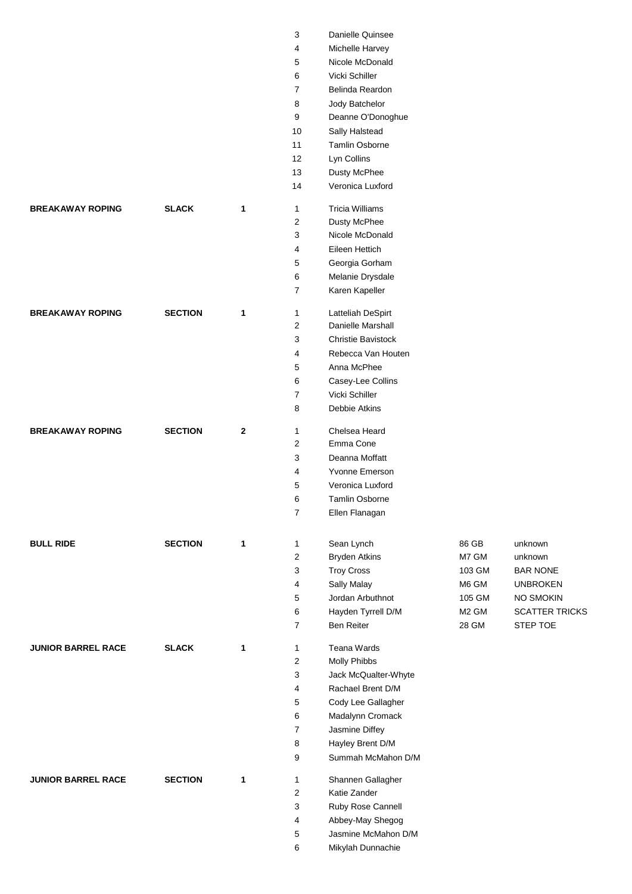| | | | | | | |
|---|---|---|---|---|---|---|
| | | | 3 | Danielle Quinsee | | |
| | | | 4 | Michelle Harvey | | |
| | | | 5 | Nicole McDonald | | |
| | | | 6 | Vicki Schiller | | |
| | | | 7 | Belinda Reardon | | |
| | | | 8 | Jody Batchelor | | |
| | | | 9 | Deanne O'Donoghue | | |
| | | | 10 | Sally Halstead | | |
| | | | 11 | Tamlin Osborne | | |
| | | | 12 | Lyn Collins | | |
| | | | 13 | Dusty McPhee | | |
| | | | 14 | Veronica Luxford | | |
| **BREAKAWAY ROPING** | **SLACK** | **1** | 1 | Tricia Williams | | |
| | | | 2 | Dusty McPhee | | |
| | | | 3 | Nicole McDonald | | |
| | | | 4 | Eileen Hettich | | |
| | | | 5 | Georgia Gorham | | |
| | | | 6 | Melanie Drysdale | | |
| | | | 7 | Karen Kapeller | | |
| **BREAKAWAY ROPING** | **SECTION** | **1** | 1 | Latteliah DeSpirt | | |
| | | | 2 | Danielle Marshall | | |
| | | | 3 | Christie Bavistock | | |
| | | | 4 | Rebecca Van Houten | | |
| | | | 5 | Anna McPhee | | |
| | | | 6 | Casey-Lee Collins | | |
| | | | 7 | Vicki Schiller | | |
| | | | 8 | Debbie Atkins | | |
| **BREAKAWAY ROPING** | **SECTION** | **2** | 1 | Chelsea Heard | | |
| | | | 2 | Emma Cone | | |
| | | | 3 | Deanna Moffatt | | |
| | | | 4 | Yvonne Emerson | | |
| | | | 5 | Veronica Luxford | | |
| | | | 6 | Tamlin Osborne | | |
| | | | 7 | Ellen Flanagan | | |
| **BULL RIDE** | **SECTION** | **1** | 1 | Sean Lynch | 86 GB | unknown |
| | | | 2 | Bryden Atkins | M7 GM | unknown |
| | | | 3 | Troy Cross | 103 GM | BAR NONE |
| | | | 4 | Sally Malay | M6 GM | UNBROKEN |
| | | | 5 | Jordan Arbuthnot | 105 GM | NO SMOKIN |
| | | | 6 | Hayden Tyrrell D/M | M2 GM | SCATTER TRICKS |
| | | | 7 | Ben Reiter | 28 GM | STEP TOE |
| **JUNIOR BARREL RACE** | **SLACK** | **1** | 1 | Teana Wards | | |
| | | | 2 | Molly Phibbs | | |
| | | | 3 | Jack McQualter-Whyte | | |
| | | | 4 | Rachael Brent D/M | | |
| | | | 5 | Cody Lee Gallagher | | |
| | | | 6 | Madalynn Cromack | | |
| | | | 7 | Jasmine Diffey | | |
| | | | 8 | Hayley Brent D/M | | |
| | | | 9 | Summah McMahon D/M | | |
| **JUNIOR BARREL RACE** | **SECTION** | **1** | 1 | Shannen Gallagher | | |
| | | | 2 | Katie Zander | | |
| | | | 3 | Ruby Rose Cannell | | |
| | | | 4 | Abbey-May Shegog | | |
| | | | 5 | Jasmine McMahon D/M | | |
| | | | 6 | Mikylah Dunnachie | | |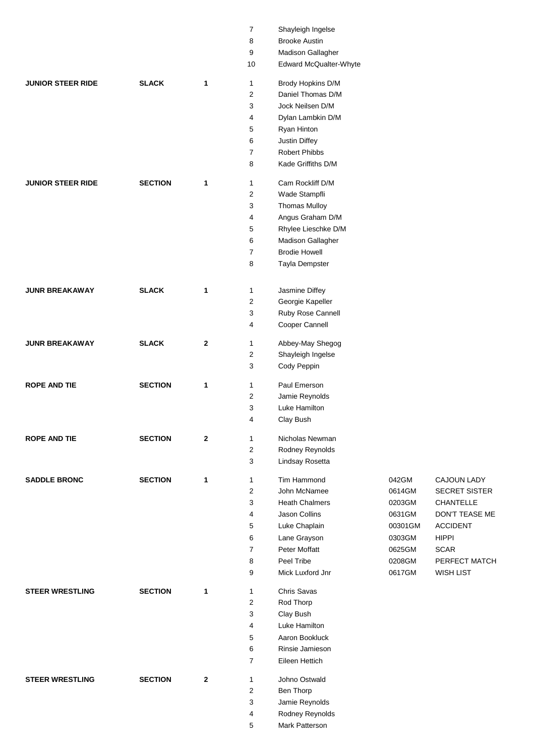| Event | Type | Go | No. | Name | Stock No. | Horse |
|---|---|---|---|---|---|---|
| | | | 7 | Shayleigh Ingelse | | |
| | | | 8 | Brooke Austin | | |
| | | | 9 | Madison Gallagher | | |
| | | | 10 | Edward McQualter-Whyte | | |
| **JUNIOR STEER RIDE** | **SLACK** | **1** | 1 | Brody Hopkins D/M | | |
| | | | 2 | Daniel Thomas D/M | | |
| | | | 3 | Jock Neilsen D/M | | |
| | | | 4 | Dylan Lambkin D/M | | |
| | | | 5 | Ryan Hinton | | |
| | | | 6 | Justin Diffey | | |
| | | | 7 | Robert Phibbs | | |
| | | | 8 | Kade Griffiths D/M | | |
| **JUNIOR STEER RIDE** | **SECTION** | **1** | 1 | Cam Rockliff D/M | | |
| | | | 2 | Wade Stampfli | | |
| | | | 3 | Thomas Mulloy | | |
| | | | 4 | Angus Graham D/M | | |
| | | | 5 | Rhylee Lieschke D/M | | |
| | | | 6 | Madison Gallagher | | |
| | | | 7 | Brodie Howell | | |
| | | | 8 | Tayla Dempster | | |
| **JUNR BREAKAWAY** | **SLACK** | **1** | 1 | Jasmine Diffey | | |
| | | | 2 | Georgie Kapeller | | |
| | | | 3 | Ruby Rose Cannell | | |
| | | | 4 | Cooper Cannell | | |
| **JUNR BREAKAWAY** | **SLACK** | **2** | 1 | Abbey-May Shegog | | |
| | | | 2 | Shayleigh Ingelse | | |
| | | | 3 | Cody Peppin | | |
| **ROPE AND TIE** | **SECTION** | **1** | 1 | Paul Emerson | | |
| | | | 2 | Jamie Reynolds | | |
| | | | 3 | Luke Hamilton | | |
| | | | 4 | Clay Bush | | |
| **ROPE AND TIE** | **SECTION** | **2** | 1 | Nicholas Newman | | |
| | | | 2 | Rodney Reynolds | | |
| | | | 3 | Lindsay Rosetta | | |
| **SADDLE BRONC** | **SECTION** | **1** | 1 | Tim Hammond | 042GM | CAJOUN LADY |
| | | | 2 | John McNamee | 0614GM | SECRET SISTER |
| | | | 3 | Heath Chalmers | 0203GM | CHANTELLE |
| | | | 4 | Jason Collins | 0631GM | DON'T TEASE ME |
| | | | 5 | Luke Chaplain | 00301GM | ACCIDENT |
| | | | 6 | Lane Grayson | 0303GM | HIPPI |
| | | | 7 | Peter Moffatt | 0625GM | SCAR |
| | | | 8 | Peel Tribe | 0208GM | PERFECT MATCH |
| | | | 9 | Mick Luxford Jnr | 0617GM | WISH LIST |
| **STEER WRESTLING** | **SECTION** | **1** | 1 | Chris Savas | | |
| | | | 2 | Rod Thorp | | |
| | | | 3 | Clay Bush | | |
| | | | 4 | Luke Hamilton | | |
| | | | 5 | Aaron Bookluck | | |
| | | | 6 | Rinsie Jamieson | | |
| | | | 7 | Eileen Hettich | | |
| **STEER WRESTLING** | **SECTION** | **2** | 1 | Johno Ostwald | | |
| | | | 2 | Ben Thorp | | |
| | | | 3 | Jamie Reynolds | | |
| | | | 4 | Rodney Reynolds | | |
| | | | 5 | Mark Patterson | | |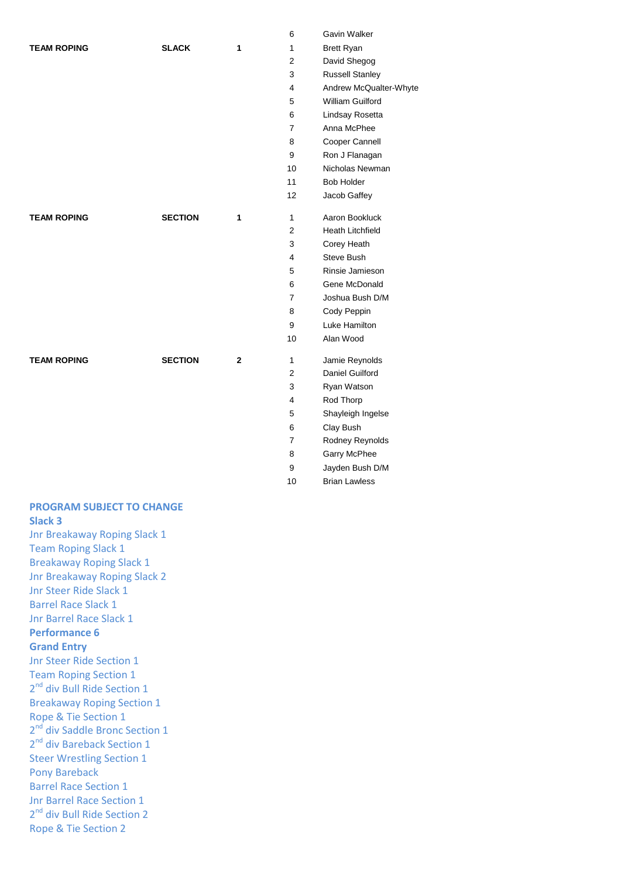| | | | | |
|---|---|---|---|---|
| | | | 6 | Gavin Walker |
| **TEAM ROPING** | **SLACK** | **1** | 1 | Brett Ryan |
| | | | 2 | David Shegog |
| | | | 3 | Russell Stanley |
| | | | 4 | Andrew McQualter-Whyte |
| | | | 5 | William Guilford |
| | | | 6 | Lindsay Rosetta |
| | | | 7 | Anna McPhee |
| | | | 8 | Cooper Cannell |
| | | | 9 | Ron J Flanagan |
| | | | 10 | Nicholas Newman |
| | | | 11 | Bob Holder |
| | | | 12 | Jacob Gaffey |
| **TEAM ROPING** | **SECTION** | **1** | 1 | Aaron Bookluck |
| | | | 2 | Heath Litchfield |
| | | | 3 | Corey Heath |
| | | | 4 | Steve Bush |
| | | | 5 | Rinsie Jamieson |
| | | | 6 | Gene McDonald |
| | | | 7 | Joshua Bush D/M |
| | | | 8 | Cody Peppin |
| | | | 9 | Luke Hamilton |
| | | | 10 | Alan Wood |
| **TEAM ROPING** | **SECTION** | **2** | 1 | Jamie Reynolds |
| | | | 2 | Daniel Guilford |
| | | | 3 | Ryan Watson |
| | | | 4 | Rod Thorp |
| | | | 5 | Shayleigh Ingelse |
| | | | 6 | Clay Bush |
| | | | 7 | Rodney Reynolds |
| | | | 8 | Garry McPhee |
| | | | 9 | Jayden Bush D/M |
| | | | 10 | Brian Lawless |

**PROGRAM SUBJECT TO CHANGE**

**Slack 3**

Jnr Breakaway Roping Slack 1
Team Roping Slack 1
Breakaway Roping Slack 1
Jnr Breakaway Roping Slack 2
Jnr Steer Ride Slack 1
Barrel Race Slack 1
Jnr Barrel Race Slack 1

**Performance 6**

**Grand Entry**

Jnr Steer Ride Section 1
Team Roping Section 1
2nd div Bull Ride Section 1
Breakaway Roping Section 1
Rope & Tie Section 1
2nd div Saddle Bronc Section 1
2nd div Bareback Section 1
Steer Wrestling Section 1
Pony Bareback
Barrel Race Section 1
Jnr Barrel Race Section 1
2nd div Bull Ride Section 2
Rope & Tie Section 2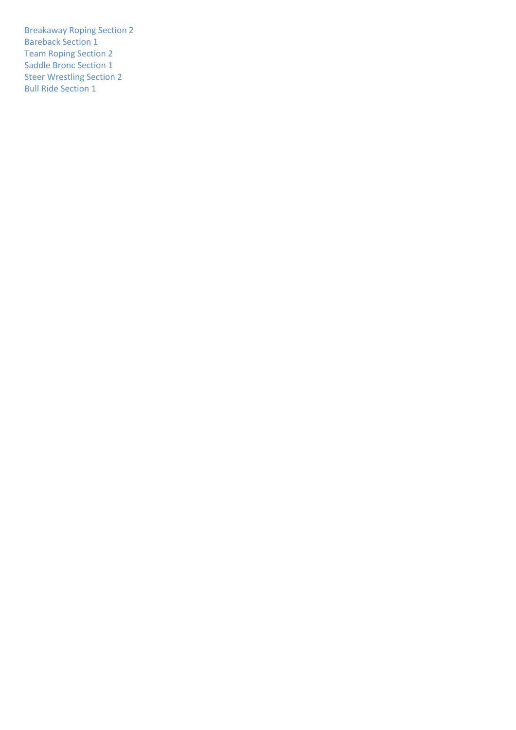Breakaway Roping Section 2
Bareback Section 1
Team Roping Section 2
Saddle Bronc Section 1
Steer Wrestling Section 2
Bull Ride Section 1